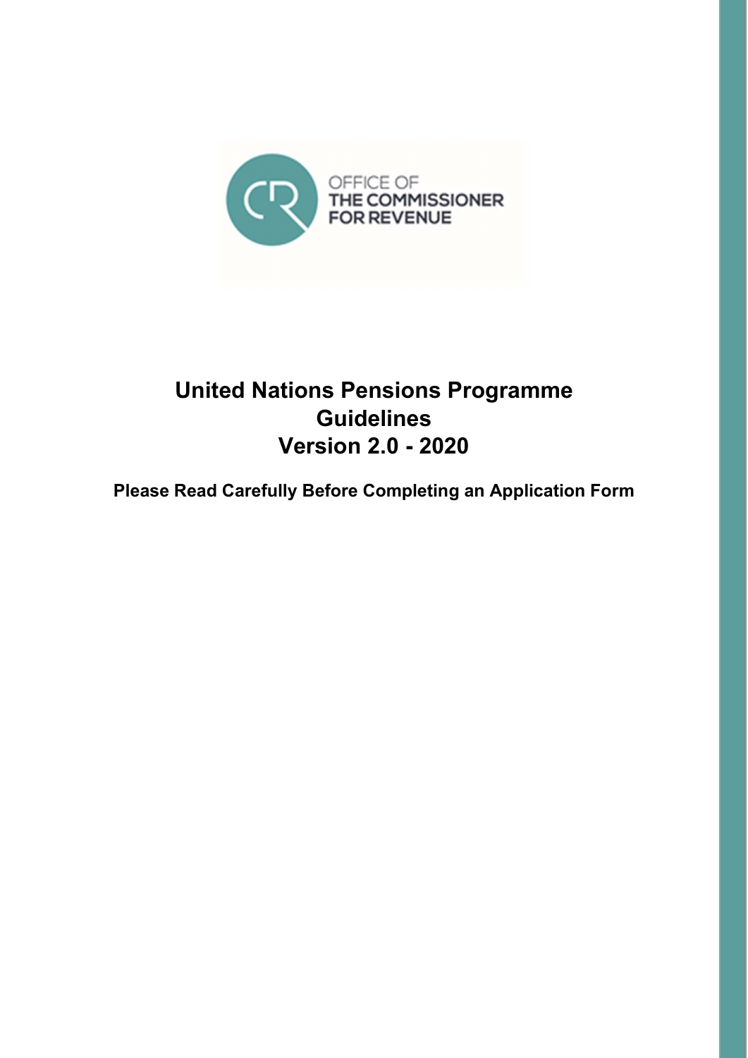OFFICE OF
THE COMMISSIONER
FOR REVENUE

# United Nations Pensions Programme Guidelines Version 2.0 - 2020

**Please Read Carefully Before Completing an Application Form**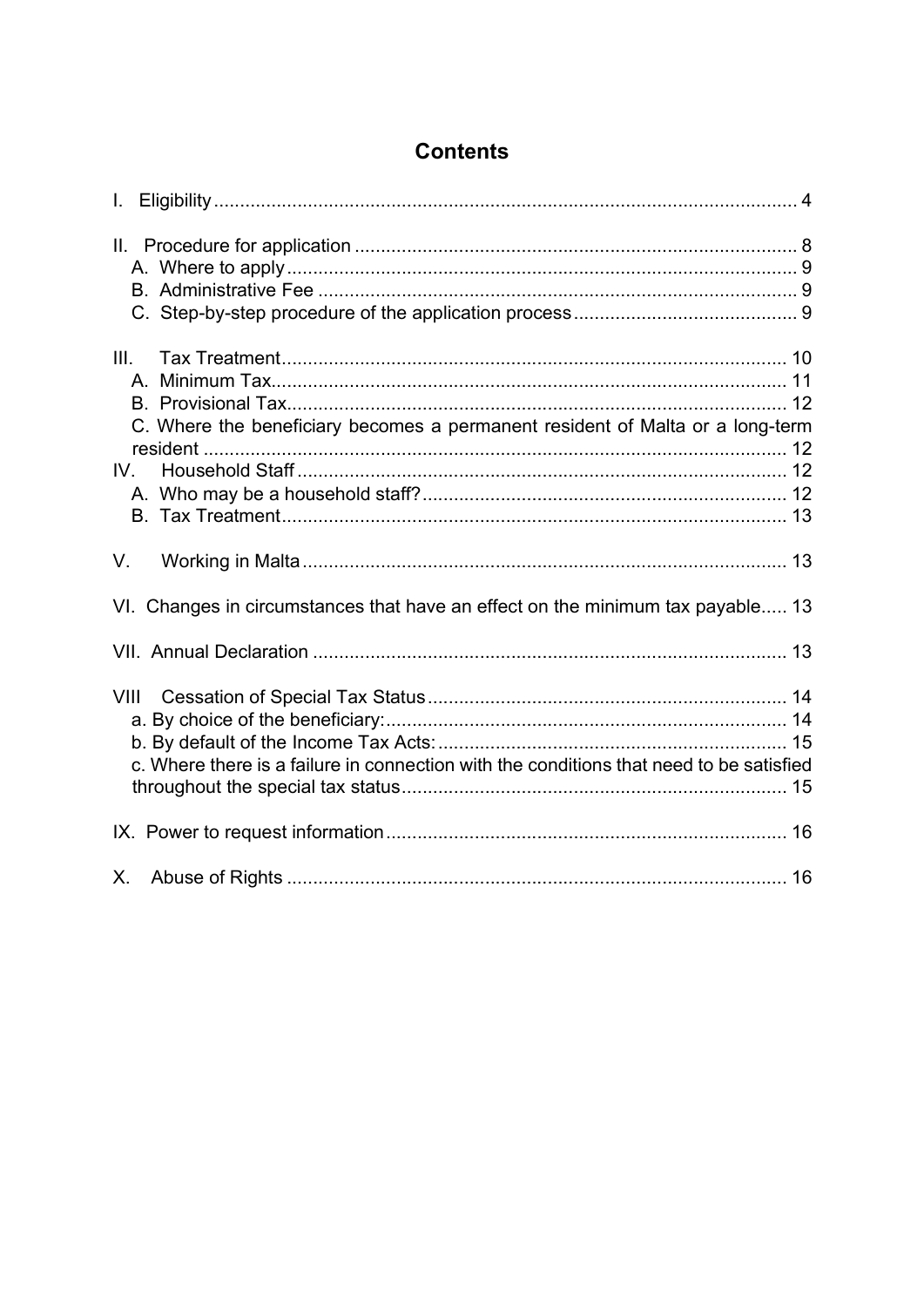# Contents

I. Eligibility ..... 4

II. Procedure for application ..... 8
- A. Where to apply ..... 9
- B. Administrative Fee ..... 9
- C. Step-by-step procedure of the application process ..... 9

III. Tax Treatment ..... 10
- A. Minimum Tax ..... 11
- B. Provisional Tax ..... 12
- C. Where the beneficiary becomes a permanent resident of Malta or a long-term resident ..... 12

IV. Household Staff ..... 12
- A. Who may be a household staff? ..... 12
- B. Tax Treatment ..... 13

V. Working in Malta ..... 13

VI. Changes in circumstances that have an effect on the minimum tax payable ..... 13

VII. Annual Declaration ..... 13

VIII Cessation of Special Tax Status ..... 14
- a. By choice of the beneficiary: ..... 14
- b. By default of the Income Tax Acts: ..... 15
- c. Where there is a failure in connection with the conditions that need to be satisfied throughout the special tax status ..... 15

IX. Power to request information ..... 16

X. Abuse of Rights ..... 16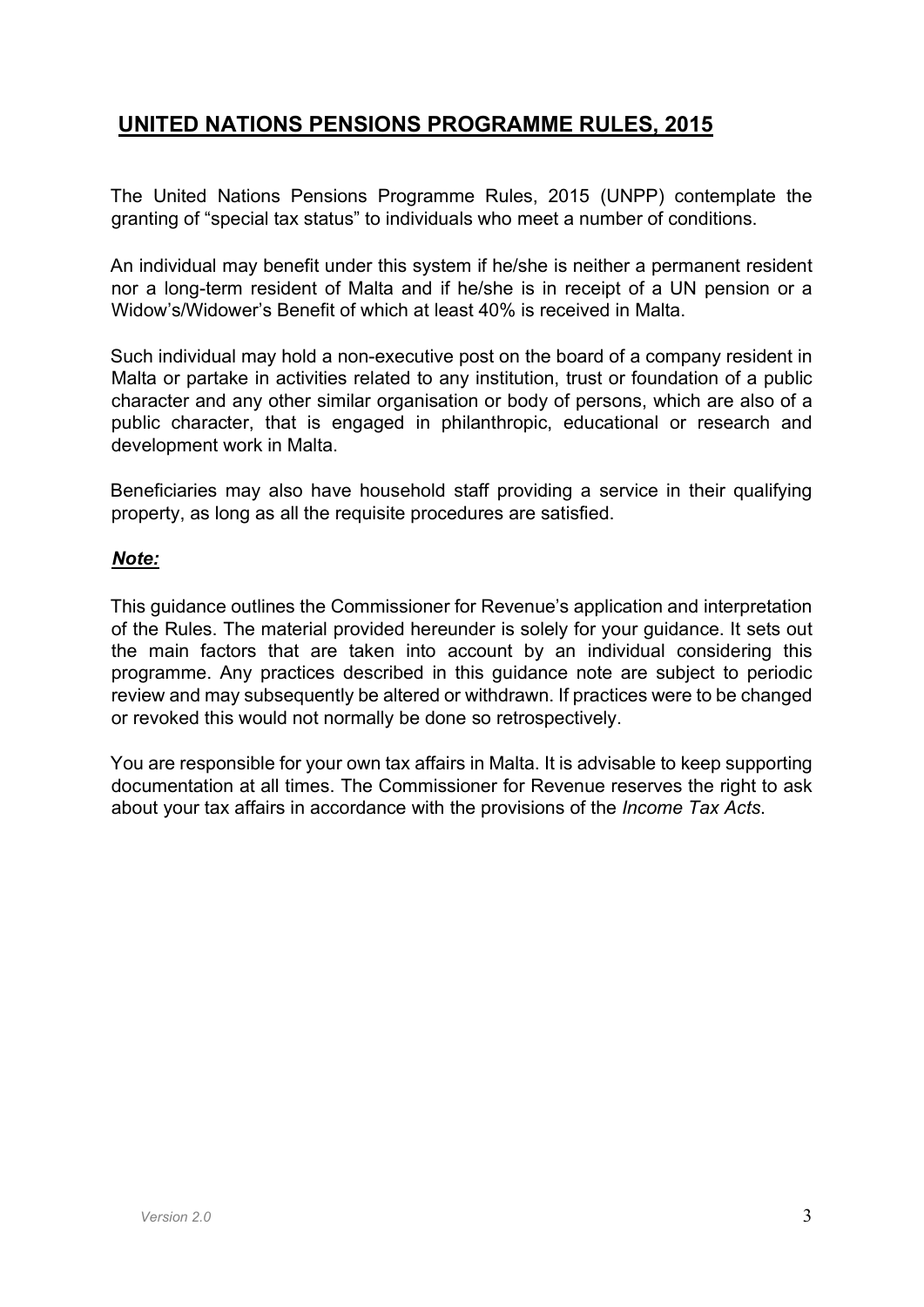## UNITED NATIONS PENSIONS PROGRAMME RULES, 2015

The United Nations Pensions Programme Rules, 2015 (UNPP) contemplate the granting of "special tax status" to individuals who meet a number of conditions.

An individual may benefit under this system if he/she is neither a permanent resident nor a long-term resident of Malta and if he/she is in receipt of a UN pension or a Widow's/Widower's Benefit of which at least 40% is received in Malta.

Such individual may hold a non-executive post on the board of a company resident in Malta or partake in activities related to any institution, trust or foundation of a public character and any other similar organisation or body of persons, which are also of a public character, that is engaged in philanthropic, educational or research and development work in Malta.

Beneficiaries may also have household staff providing a service in their qualifying property, as long as all the requisite procedures are satisfied.

***Note:***

This guidance outlines the Commissioner for Revenue's application and interpretation of the Rules. The material provided hereunder is solely for your guidance. It sets out the main factors that are taken into account by an individual considering this programme. Any practices described in this guidance note are subject to periodic review and may subsequently be altered or withdrawn. If practices were to be changed or revoked this would not normally be done so retrospectively.

You are responsible for your own tax affairs in Malta. It is advisable to keep supporting documentation at all times. The Commissioner for Revenue reserves the right to ask about your tax affairs in accordance with the provisions of the *Income Tax Acts*.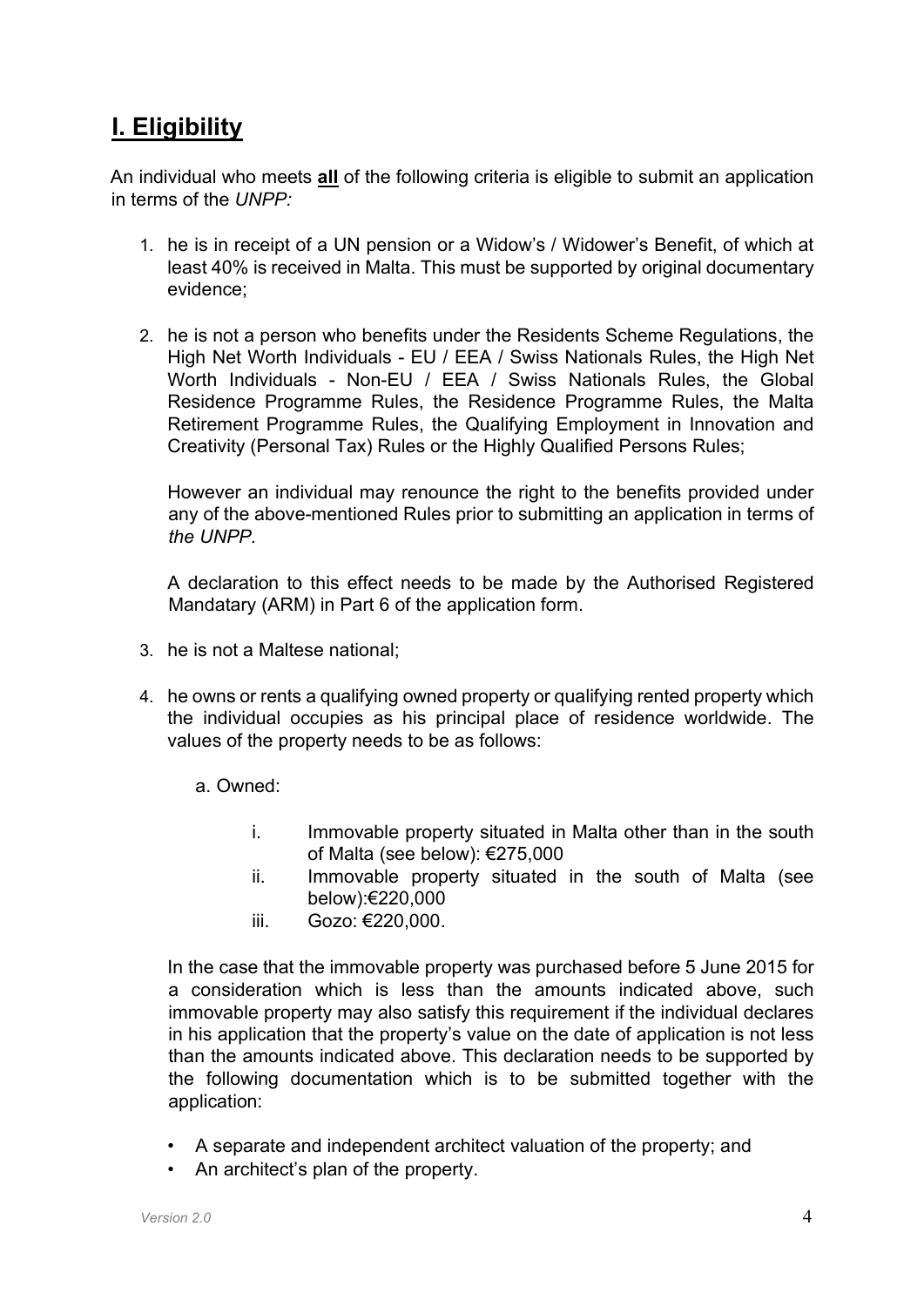## I. Eligibility

An individual who meets **all** of the following criteria is eligible to submit an application in terms of the *UNPP:*

1. he is in receipt of a UN pension or a Widow's / Widower's Benefit, of which at least 40% is received in Malta. This must be supported by original documentary evidence;

2. he is not a person who benefits under the Residents Scheme Regulations, the High Net Worth Individuals - EU / EEA / Swiss Nationals Rules, the High Net Worth Individuals - Non-EU / EEA / Swiss Nationals Rules, the Global Residence Programme Rules, the Residence Programme Rules, the Malta Retirement Programme Rules, the Qualifying Employment in Innovation and Creativity (Personal Tax) Rules or the Highly Qualified Persons Rules;

   However an individual may renounce the right to the benefits provided under any of the above-mentioned Rules prior to submitting an application in terms of *the UNPP.*

   A declaration to this effect needs to be made by the Authorised Registered Mandatary (ARM) in Part 6 of the application form.

3. he is not a Maltese national;

4. he owns or rents a qualifying owned property or qualifying rented property which the individual occupies as his principal place of residence worldwide. The values of the property needs to be as follows:

   a. Owned:

      i. Immovable property situated in Malta other than in the south of Malta (see below): €275,000
      ii. Immovable property situated in the south of Malta (see below):€220,000
      iii. Gozo: €220,000.

   In the case that the immovable property was purchased before 5 June 2015 for a consideration which is less than the amounts indicated above, such immovable property may also satisfy this requirement if the individual declares in his application that the property's value on the date of application is not less than the amounts indicated above. This declaration needs to be supported by the following documentation which is to be submitted together with the application:

   - A separate and independent architect valuation of the property; and
   - An architect's plan of the property.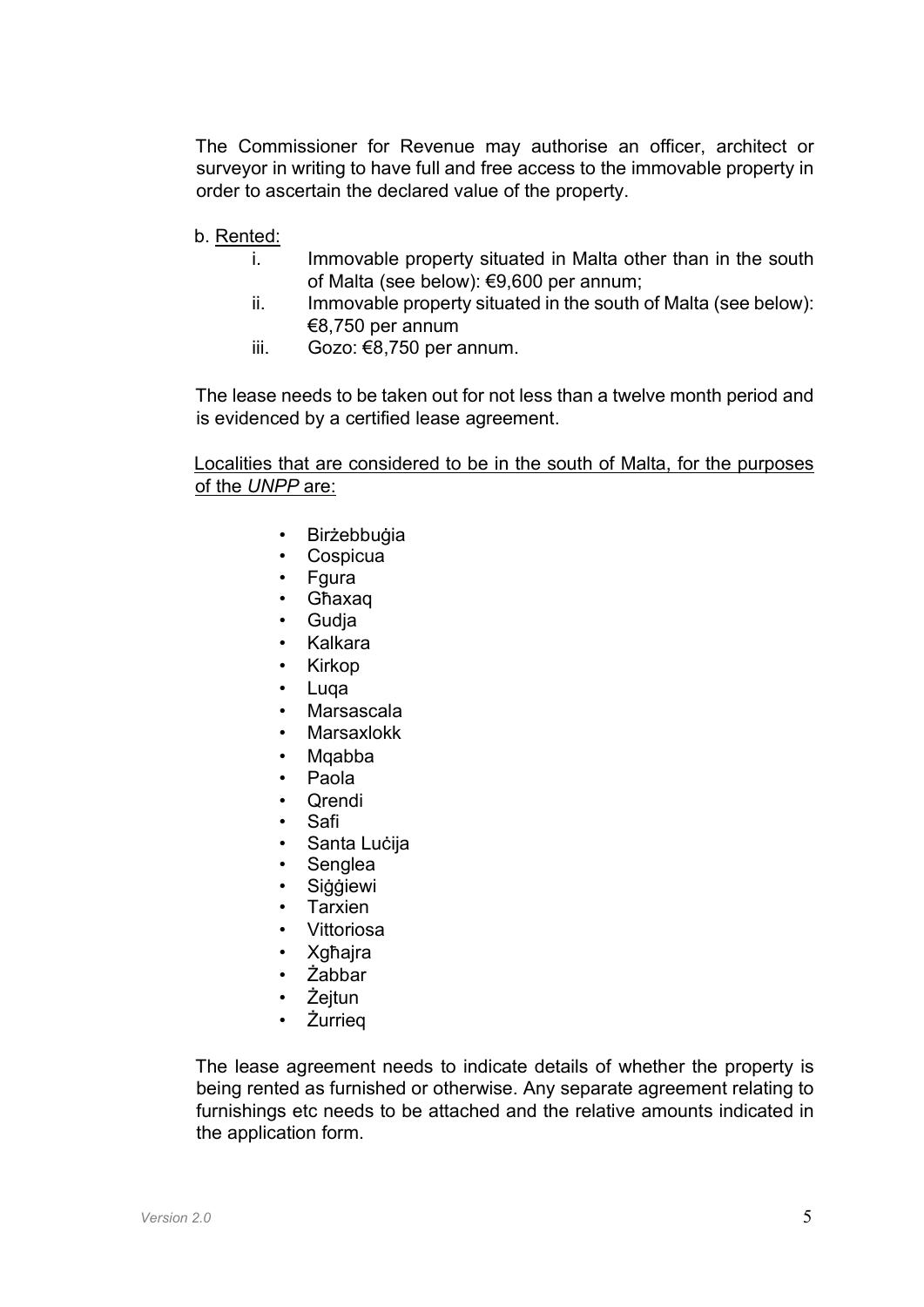The Commissioner for Revenue may authorise an officer, architect or surveyor in writing to have full and free access to the immovable property in order to ascertain the declared value of the property.

b. <u>Rented:</u>

   i. Immovable property situated in Malta other than in the south of Malta (see below): €9,600 per annum;
   ii. Immovable property situated in the south of Malta (see below): €8,750 per annum
   iii. Gozo: €8,750 per annum.

The lease needs to be taken out for not less than a twelve month period and is evidenced by a certified lease agreement.

<u>Localities that are considered to be in the south of Malta, for the purposes of the *UNPP* are:</u>

- Birżebbuġia
- Cospicua
- Fgura
- Għaxaq
- Gudja
- Kalkara
- Kirkop
- Luqa
- Marsascala
- Marsaxlokk
- Mqabba
- Paola
- Qrendi
- Safi
- Santa Luċija
- Senglea
- Siġġiewi
- Tarxien
- Vittoriosa
- Xgħajra
- Żabbar
- Żejtun
- Żurrieq

The lease agreement needs to indicate details of whether the property is being rented as furnished or otherwise. Any separate agreement relating to furnishings etc needs to be attached and the relative amounts indicated in the application form.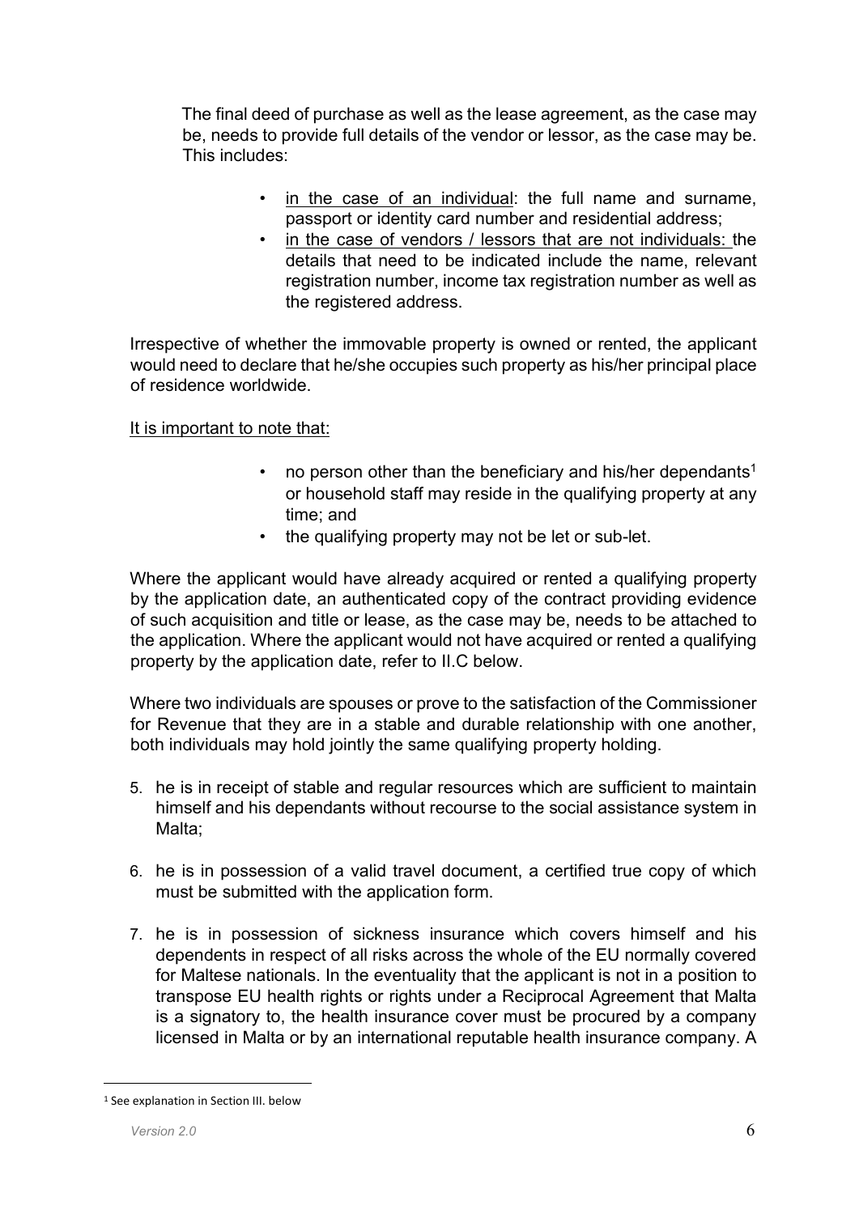The final deed of purchase as well as the lease agreement, as the case may be, needs to provide full details of the vendor or lessor, as the case may be. This includes:

- in the case of an individual: the full name and surname, passport or identity card number and residential address;
- in the case of vendors / lessors that are not individuals: the details that need to be indicated include the name, relevant registration number, income tax registration number as well as the registered address.

Irrespective of whether the immovable property is owned or rented, the applicant would need to declare that he/she occupies such property as his/her principal place of residence worldwide.

It is important to note that:

- no person other than the beneficiary and his/her dependants[1] or household staff may reside in the qualifying property at any time; and
- the qualifying property may not be let or sub-let.

Where the applicant would have already acquired or rented a qualifying property by the application date, an authenticated copy of the contract providing evidence of such acquisition and title or lease, as the case may be, needs to be attached to the application. Where the applicant would not have acquired or rented a qualifying property by the application date, refer to II.C below.

Where two individuals are spouses or prove to the satisfaction of the Commissioner for Revenue that they are in a stable and durable relationship with one another, both individuals may hold jointly the same qualifying property holding.

5. he is in receipt of stable and regular resources which are sufficient to maintain himself and his dependants without recourse to the social assistance system in Malta;

6. he is in possession of a valid travel document, a certified true copy of which must be submitted with the application form.

7. he is in possession of sickness insurance which covers himself and his dependents in respect of all risks across the whole of the EU normally covered for Maltese nationals. In the eventuality that the applicant is not in a position to transpose EU health rights or rights under a Reciprocal Agreement that Malta is a signatory to, the health insurance cover must be procured by a company licensed in Malta or by an international reputable health insurance company. A

[1] See explanation in Section III. below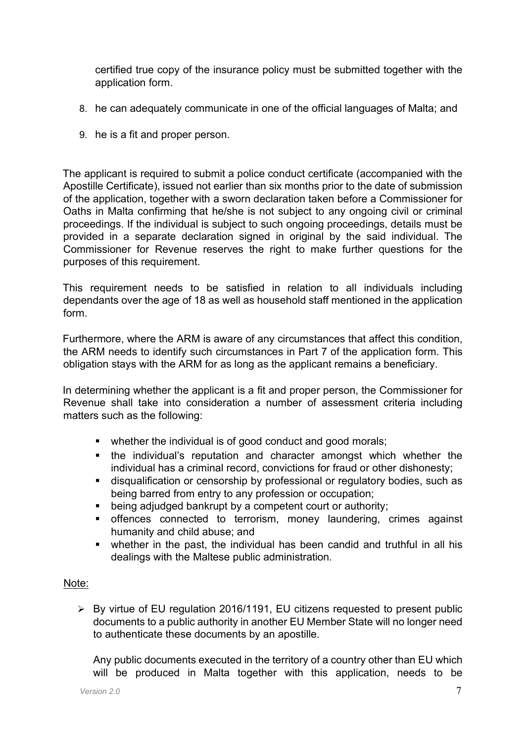certified true copy of the insurance policy must be submitted together with the application form.

8. he can adequately communicate in one of the official languages of Malta; and
9. he is a fit and proper person.

The applicant is required to submit a police conduct certificate (accompanied with the Apostille Certificate), issued not earlier than six months prior to the date of submission of the application, together with a sworn declaration taken before a Commissioner for Oaths in Malta confirming that he/she is not subject to any ongoing civil or criminal proceedings. If the individual is subject to such ongoing proceedings, details must be provided in a separate declaration signed in original by the said individual. The Commissioner for Revenue reserves the right to make further questions for the purposes of this requirement.

This requirement needs to be satisfied in relation to all individuals including dependants over the age of 18 as well as household staff mentioned in the application form.

Furthermore, where the ARM is aware of any circumstances that affect this condition, the ARM needs to identify such circumstances in Part 7 of the application form. This obligation stays with the ARM for as long as the applicant remains a beneficiary.

In determining whether the applicant is a fit and proper person, the Commissioner for Revenue shall take into consideration a number of assessment criteria including matters such as the following:

- whether the individual is of good conduct and good morals;
- the individual's reputation and character amongst which whether the individual has a criminal record, convictions for fraud or other dishonesty;
- disqualification or censorship by professional or regulatory bodies, such as being barred from entry to any profession or occupation;
- being adjudged bankrupt by a competent court or authority;
- offences connected to terrorism, money laundering, crimes against humanity and child abuse; and
- whether in the past, the individual has been candid and truthful in all his dealings with the Maltese public administration.

Note:

- By virtue of EU regulation 2016/1191, EU citizens requested to present public documents to a public authority in another EU Member State will no longer need to authenticate these documents by an apostille.

  Any public documents executed in the territory of a country other than EU which will be produced in Malta together with this application, needs to be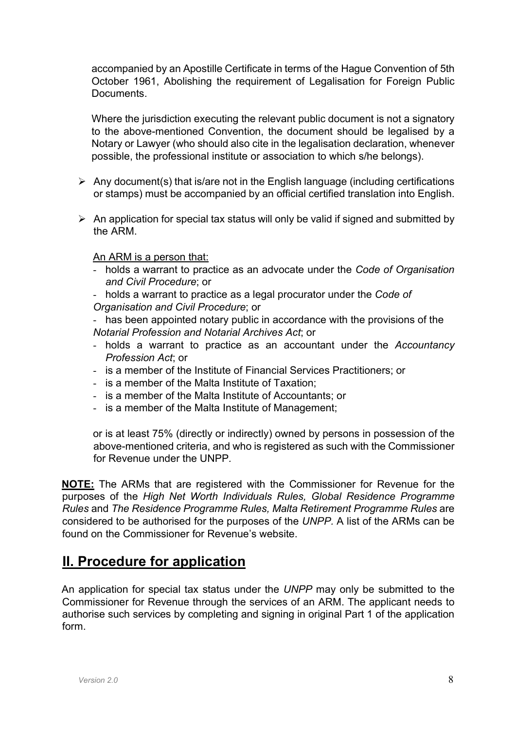accompanied by an Apostille Certificate in terms of the Hague Convention of 5th October 1961, Abolishing the requirement of Legalisation for Foreign Public Documents.

Where the jurisdiction executing the relevant public document is not a signatory to the above-mentioned Convention, the document should be legalised by a Notary or Lawyer (who should also cite in the legalisation declaration, whenever possible, the professional institute or association to which s/he belongs).

- Any document(s) that is/are not in the English language (including certifications or stamps) must be accompanied by an official certified translation into English.
- An application for special tax status will only be valid if signed and submitted by the ARM.

<u>An ARM is a person that:</u>

- holds a warrant to practice as an advocate under the *Code of Organisation and Civil Procedure*; or
- holds a warrant to practice as a legal procurator under the *Code of Organisation and Civil Procedure*; or
- has been appointed notary public in accordance with the provisions of the *Notarial Profession and Notarial Archives Act*; or
- holds a warrant to practice as an accountant under the *Accountancy Profession Act*; or
- is a member of the Institute of Financial Services Practitioners; or
- is a member of the Malta Institute of Taxation;
- is a member of the Malta Institute of Accountants; or
- is a member of the Malta Institute of Management;

or is at least 75% (directly or indirectly) owned by persons in possession of the above-mentioned criteria, and who is registered as such with the Commissioner for Revenue under the UNPP.

**<u>NOTE:</u>** The ARMs that are registered with the Commissioner for Revenue for the purposes of the *High Net Worth Individuals Rules, Global Residence Programme Rules* and *The Residence Programme Rules, Malta Retirement Programme Rules* are considered to be authorised for the purposes of the *UNPP*. A list of the ARMs can be found on the Commissioner for Revenue's website.

## <u>II. Procedure for application</u>

An application for special tax status under the *UNPP* may only be submitted to the Commissioner for Revenue through the services of an ARM. The applicant needs to authorise such services by completing and signing in original Part 1 of the application form.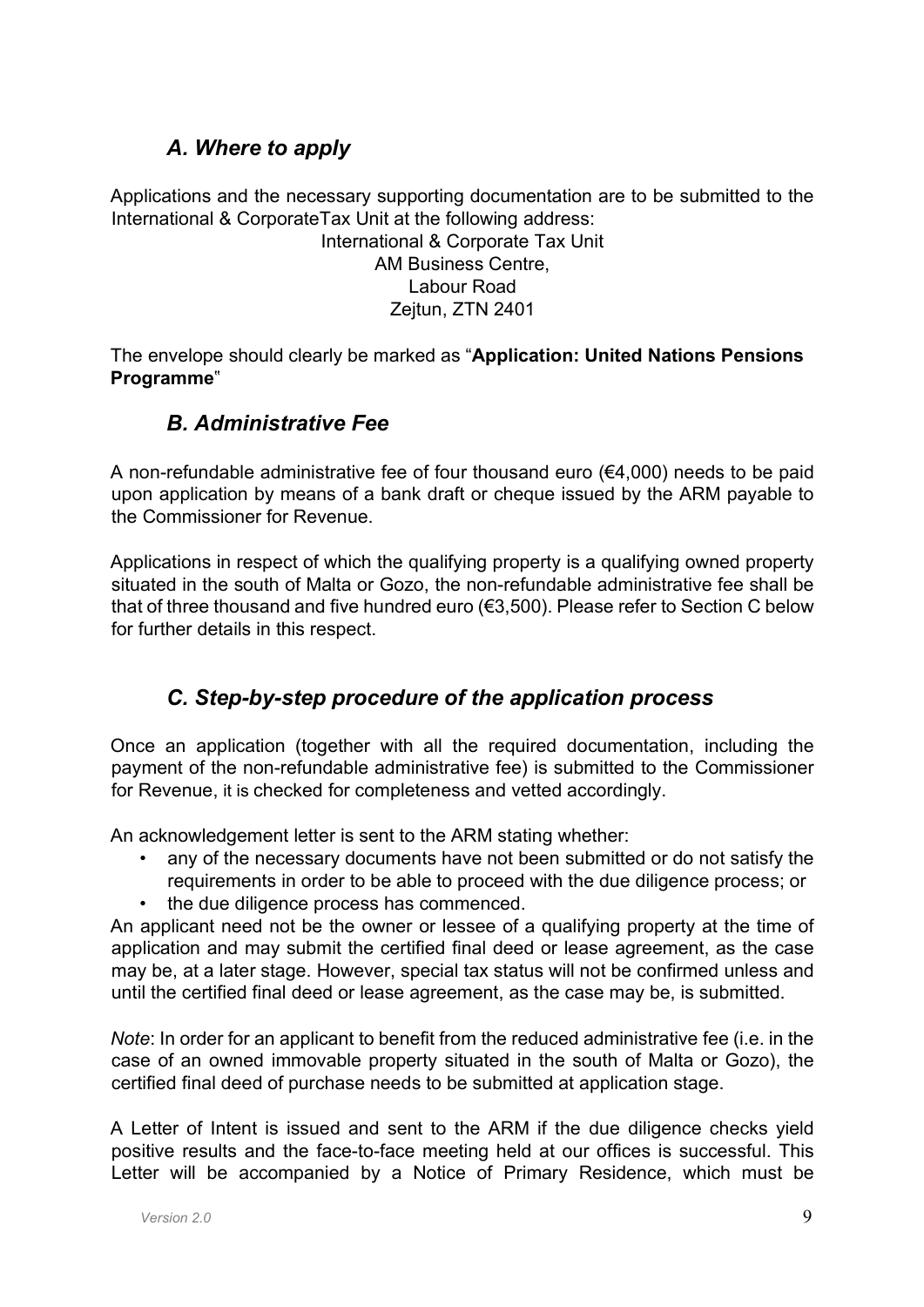## *A. Where to apply*

Applications and the necessary supporting documentation are to be submitted to the International & CorporateTax Unit at the following address:

International & Corporate Tax Unit  
AM Business Centre,  
Labour Road  
Zejtun, ZTN 2401

The envelope should clearly be marked as "**Application: United Nations Pensions Programme**"

## *B. Administrative Fee*

A non-refundable administrative fee of four thousand euro (€4,000) needs to be paid upon application by means of a bank draft or cheque issued by the ARM payable to the Commissioner for Revenue.

Applications in respect of which the qualifying property is a qualifying owned property situated in the south of Malta or Gozo, the non-refundable administrative fee shall be that of three thousand and five hundred euro (€3,500). Please refer to Section C below for further details in this respect.

## *C. Step-by-step procedure of the application process*

Once an application (together with all the required documentation, including the payment of the non-refundable administrative fee) is submitted to the Commissioner for Revenue, it is checked for completeness and vetted accordingly.

An acknowledgement letter is sent to the ARM stating whether:

- any of the necessary documents have not been submitted or do not satisfy the requirements in order to be able to proceed with the due diligence process; or
- the due diligence process has commenced.

An applicant need not be the owner or lessee of a qualifying property at the time of application and may submit the certified final deed or lease agreement, as the case may be, at a later stage. However, special tax status will not be confirmed unless and until the certified final deed or lease agreement, as the case may be, is submitted.

*Note*: In order for an applicant to benefit from the reduced administrative fee (i.e. in the case of an owned immovable property situated in the south of Malta or Gozo), the certified final deed of purchase needs to be submitted at application stage.

A Letter of Intent is issued and sent to the ARM if the due diligence checks yield positive results and the face-to-face meeting held at our offices is successful. This Letter will be accompanied by a Notice of Primary Residence, which must be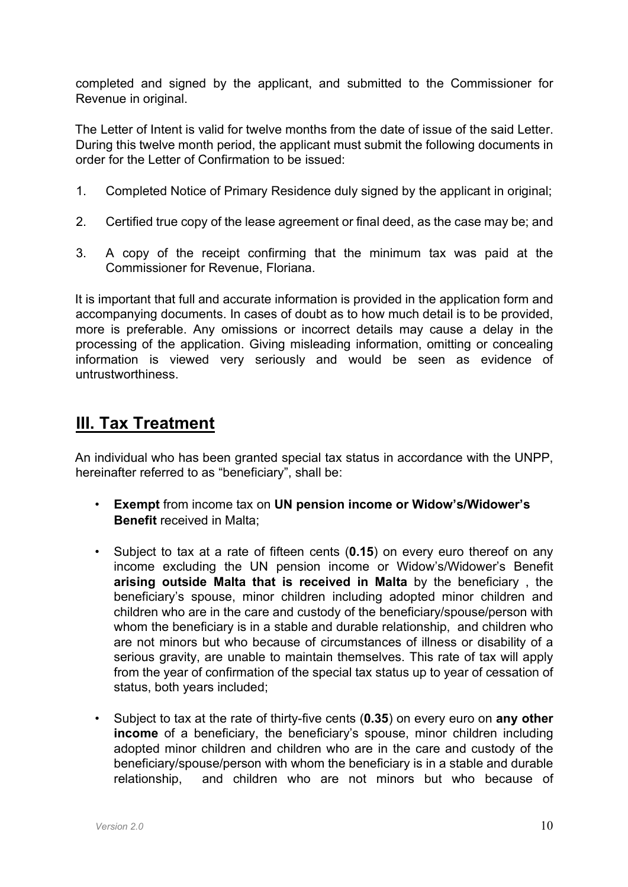completed and signed by the applicant, and submitted to the Commissioner for Revenue in original.

The Letter of Intent is valid for twelve months from the date of issue of the said Letter. During this twelve month period, the applicant must submit the following documents in order for the Letter of Confirmation to be issued:

1. Completed Notice of Primary Residence duly signed by the applicant in original;

2. Certified true copy of the lease agreement or final deed, as the case may be; and

3. A copy of the receipt confirming that the minimum tax was paid at the Commissioner for Revenue, Floriana.

It is important that full and accurate information is provided in the application form and accompanying documents. In cases of doubt as to how much detail is to be provided, more is preferable. Any omissions or incorrect details may cause a delay in the processing of the application. Giving misleading information, omitting or concealing information is viewed very seriously and would be seen as evidence of untrustworthiness.

## III. Tax Treatment

An individual who has been granted special tax status in accordance with the UNPP, hereinafter referred to as "beneficiary", shall be:

- **Exempt** from income tax on **UN pension income or Widow's/Widower's Benefit** received in Malta;

- Subject to tax at a rate of fifteen cents (**0.15**) on every euro thereof on any income excluding the UN pension income or Widow's/Widower's Benefit **arising outside Malta that is received in Malta** by the beneficiary , the beneficiary's spouse, minor children including adopted minor children and children who are in the care and custody of the beneficiary/spouse/person with whom the beneficiary is in a stable and durable relationship, and children who are not minors but who because of circumstances of illness or disability of a serious gravity, are unable to maintain themselves. This rate of tax will apply from the year of confirmation of the special tax status up to year of cessation of status, both years included;

- Subject to tax at the rate of thirty-five cents (**0.35**) on every euro on **any other income** of a beneficiary, the beneficiary's spouse, minor children including adopted minor children and children who are in the care and custody of the beneficiary/spouse/person with whom the beneficiary is in a stable and durable relationship, and children who are not minors but who because of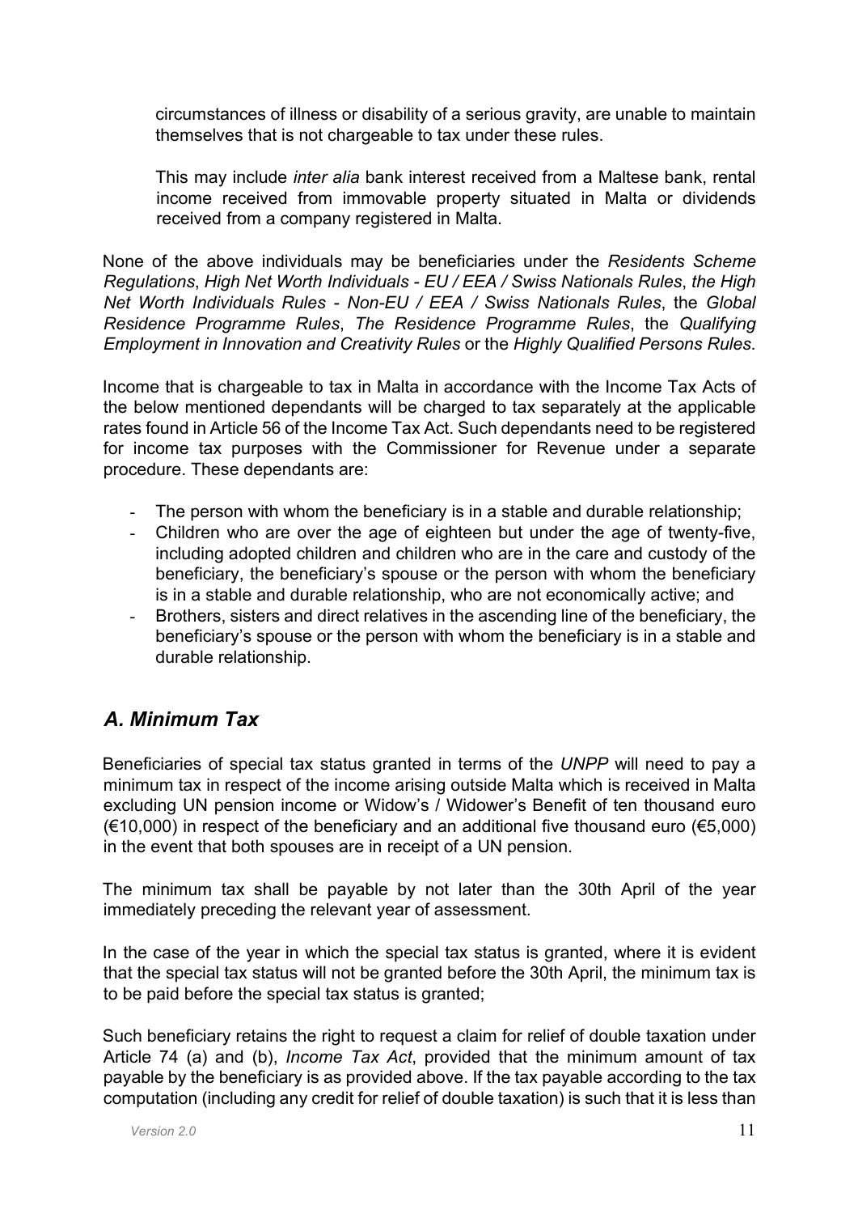circumstances of illness or disability of a serious gravity, are unable to maintain themselves that is not chargeable to tax under these rules.

This may include *inter alia* bank interest received from a Maltese bank, rental income received from immovable property situated in Malta or dividends received from a company registered in Malta.

None of the above individuals may be beneficiaries under the *Residents Scheme Regulations*, *High Net Worth Individuals - EU / EEA / Swiss Nationals Rules*, *the High Net Worth Individuals Rules - Non-EU / EEA / Swiss Nationals Rules*, the *Global Residence Programme Rules*, *The Residence Programme Rules*, the *Qualifying Employment in Innovation and Creativity Rules* or the *Highly Qualified Persons Rules*.

Income that is chargeable to tax in Malta in accordance with the Income Tax Acts of the below mentioned dependants will be charged to tax separately at the applicable rates found in Article 56 of the Income Tax Act. Such dependants need to be registered for income tax purposes with the Commissioner for Revenue under a separate procedure. These dependants are:

- The person with whom the beneficiary is in a stable and durable relationship;
- Children who are over the age of eighteen but under the age of twenty-five, including adopted children and children who are in the care and custody of the beneficiary, the beneficiary's spouse or the person with whom the beneficiary is in a stable and durable relationship, who are not economically active; and
- Brothers, sisters and direct relatives in the ascending line of the beneficiary, the beneficiary's spouse or the person with whom the beneficiary is in a stable and durable relationship.

## *A. Minimum Tax*

Beneficiaries of special tax status granted in terms of the *UNPP* will need to pay a minimum tax in respect of the income arising outside Malta which is received in Malta excluding UN pension income or Widow's / Widower's Benefit of ten thousand euro (€10,000) in respect of the beneficiary and an additional five thousand euro (€5,000) in the event that both spouses are in receipt of a UN pension.

The minimum tax shall be payable by not later than the 30th April of the year immediately preceding the relevant year of assessment.

In the case of the year in which the special tax status is granted, where it is evident that the special tax status will not be granted before the 30th April, the minimum tax is to be paid before the special tax status is granted;

Such beneficiary retains the right to request a claim for relief of double taxation under Article 74 (a) and (b), *Income Tax Act*, provided that the minimum amount of tax payable by the beneficiary is as provided above. If the tax payable according to the tax computation (including any credit for relief of double taxation) is such that it is less than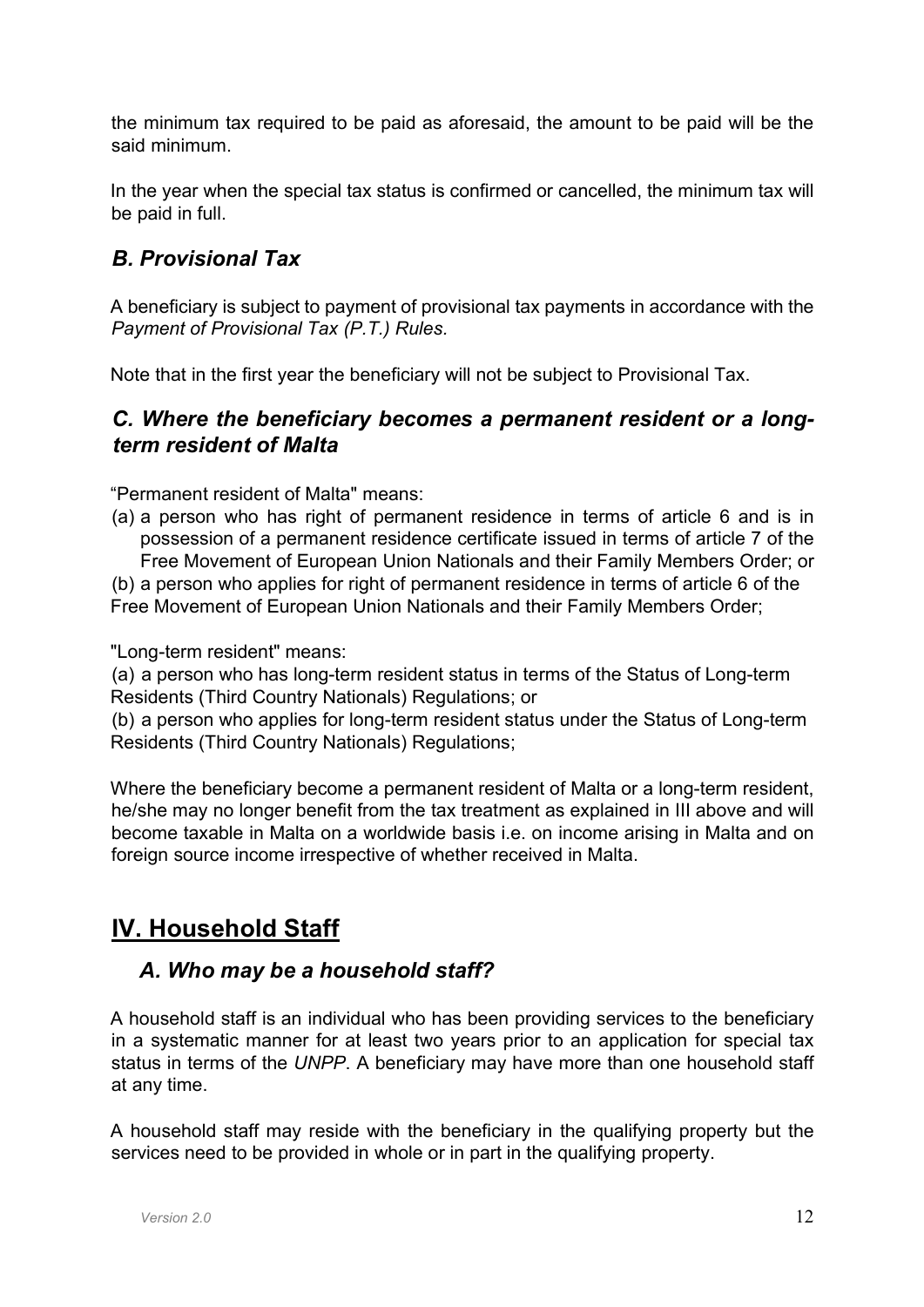the minimum tax required to be paid as aforesaid, the amount to be paid will be the said minimum.

In the year when the special tax status is confirmed or cancelled, the minimum tax will be paid in full.

### *B. Provisional Tax*

A beneficiary is subject to payment of provisional tax payments in accordance with the *Payment of Provisional Tax (P.T.) Rules*.

Note that in the first year the beneficiary will not be subject to Provisional Tax.

### *C. Where the beneficiary becomes a permanent resident or a long-term resident of Malta*

"Permanent resident of Malta" means:

(a) a person who has right of permanent residence in terms of article 6 and is in possession of a permanent residence certificate issued in terms of article 7 of the Free Movement of European Union Nationals and their Family Members Order; or

(b) a person who applies for right of permanent residence in terms of article 6 of the Free Movement of European Union Nationals and their Family Members Order;

"Long-term resident" means:

(a) a person who has long-term resident status in terms of the Status of Long-term Residents (Third Country Nationals) Regulations; or

(b) a person who applies for long-term resident status under the Status of Long-term Residents (Third Country Nationals) Regulations;

Where the beneficiary become a permanent resident of Malta or a long-term resident, he/she may no longer benefit from the tax treatment as explained in III above and will become taxable in Malta on a worldwide basis i.e. on income arising in Malta and on foreign source income irrespective of whether received in Malta.

## IV. Household Staff

### *A. Who may be a household staff?*

A household staff is an individual who has been providing services to the beneficiary in a systematic manner for at least two years prior to an application for special tax status in terms of the *UNPP*. A beneficiary may have more than one household staff at any time.

A household staff may reside with the beneficiary in the qualifying property but the services need to be provided in whole or in part in the qualifying property.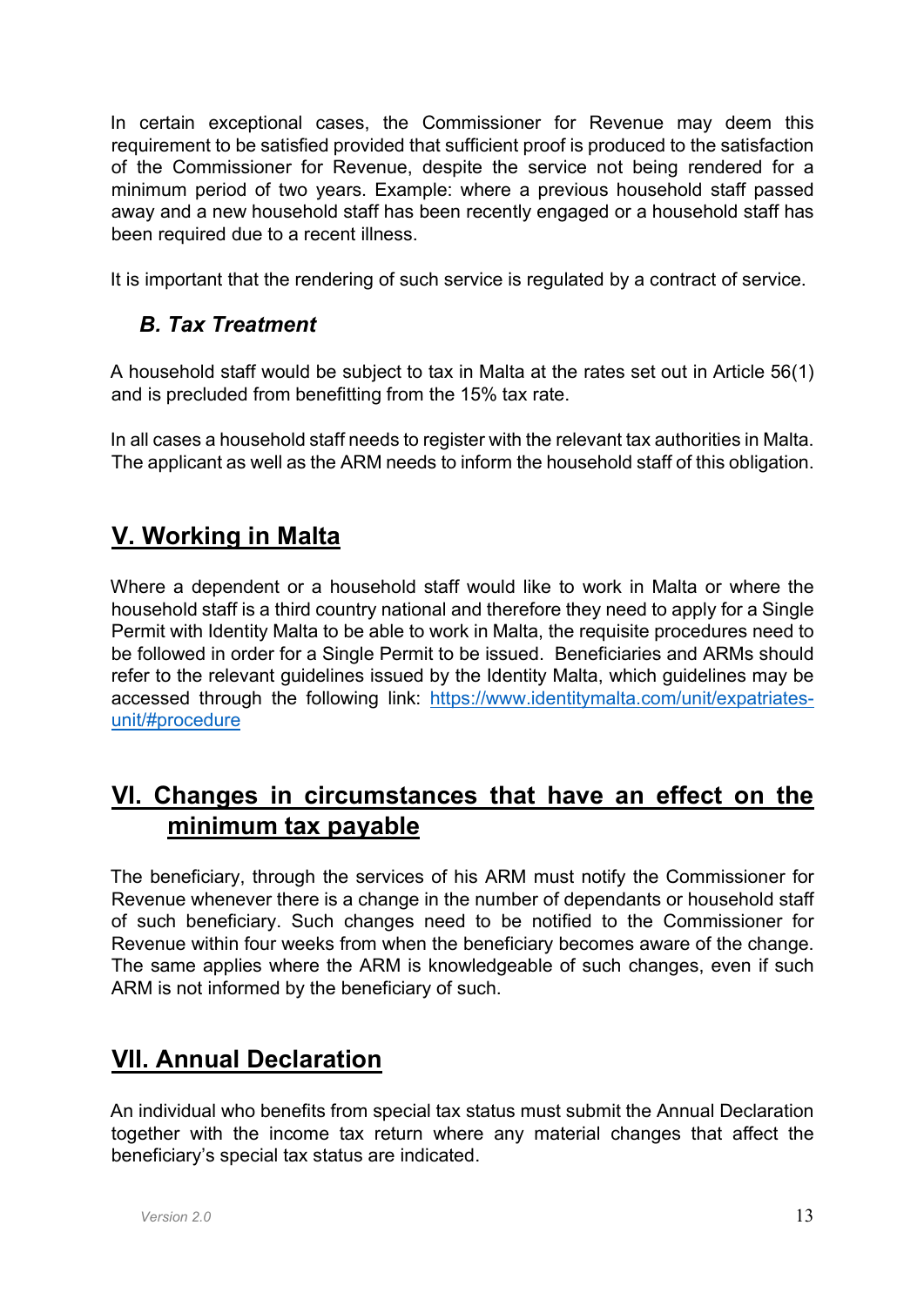In certain exceptional cases, the Commissioner for Revenue may deem this requirement to be satisfied provided that sufficient proof is produced to the satisfaction of the Commissioner for Revenue, despite the service not being rendered for a minimum period of two years. Example: where a previous household staff passed away and a new household staff has been recently engaged or a household staff has been required due to a recent illness.

It is important that the rendering of such service is regulated by a contract of service.

### *B. Tax Treatment*

A household staff would be subject to tax in Malta at the rates set out in Article 56(1) and is precluded from benefitting from the 15% tax rate.

In all cases a household staff needs to register with the relevant tax authorities in Malta. The applicant as well as the ARM needs to inform the household staff of this obligation.

## V. Working in Malta

Where a dependent or a household staff would like to work in Malta or where the household staff is a third country national and therefore they need to apply for a Single Permit with Identity Malta to be able to work in Malta, the requisite procedures need to be followed in order for a Single Permit to be issued. Beneficiaries and ARMs should refer to the relevant guidelines issued by the Identity Malta, which guidelines may be accessed through the following link: [https://www.identitymalta.com/unit/expatriates-unit/#procedure](https://www.identitymalta.com/unit/expatriates-unit/#procedure)

## VI. Changes in circumstances that have an effect on the minimum tax payable

The beneficiary, through the services of his ARM must notify the Commissioner for Revenue whenever there is a change in the number of dependants or household staff of such beneficiary. Such changes need to be notified to the Commissioner for Revenue within four weeks from when the beneficiary becomes aware of the change. The same applies where the ARM is knowledgeable of such changes, even if such ARM is not informed by the beneficiary of such.

## VII. Annual Declaration

An individual who benefits from special tax status must submit the Annual Declaration together with the income tax return where any material changes that affect the beneficiary's special tax status are indicated.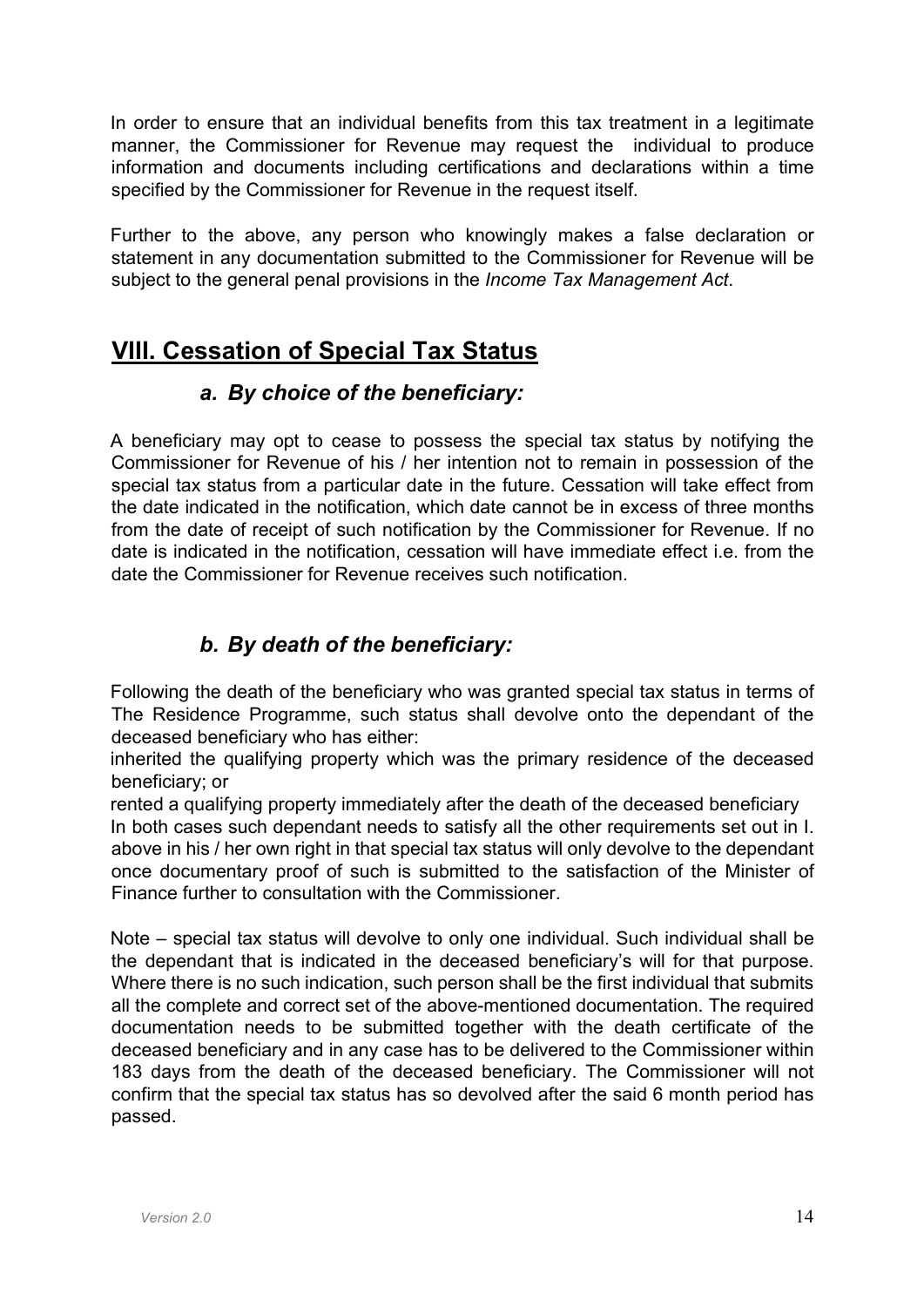In order to ensure that an individual benefits from this tax treatment in a legitimate manner, the Commissioner for Revenue may request the individual to produce information and documents including certifications and declarations within a time specified by the Commissioner for Revenue in the request itself.

Further to the above, any person who knowingly makes a false declaration or statement in any documentation submitted to the Commissioner for Revenue will be subject to the general penal provisions in the *Income Tax Management Act*.

## VIII. Cessation of Special Tax Status

### *a. By choice of the beneficiary:*

A beneficiary may opt to cease to possess the special tax status by notifying the Commissioner for Revenue of his / her intention not to remain in possession of the special tax status from a particular date in the future. Cessation will take effect from the date indicated in the notification, which date cannot be in excess of three months from the date of receipt of such notification by the Commissioner for Revenue. If no date is indicated in the notification, cessation will have immediate effect i.e. from the date the Commissioner for Revenue receives such notification.

### *b. By death of the beneficiary:*

Following the death of the beneficiary who was granted special tax status in terms of The Residence Programme, such status shall devolve onto the dependant of the deceased beneficiary who has either:

inherited the qualifying property which was the primary residence of the deceased beneficiary; or

rented a qualifying property immediately after the death of the deceased beneficiary

In both cases such dependant needs to satisfy all the other requirements set out in I. above in his / her own right in that special tax status will only devolve to the dependant once documentary proof of such is submitted to the satisfaction of the Minister of Finance further to consultation with the Commissioner.

Note – special tax status will devolve to only one individual. Such individual shall be the dependant that is indicated in the deceased beneficiary's will for that purpose. Where there is no such indication, such person shall be the first individual that submits all the complete and correct set of the above-mentioned documentation. The required documentation needs to be submitted together with the death certificate of the deceased beneficiary and in any case has to be delivered to the Commissioner within 183 days from the death of the deceased beneficiary. The Commissioner will not confirm that the special tax status has so devolved after the said 6 month period has passed.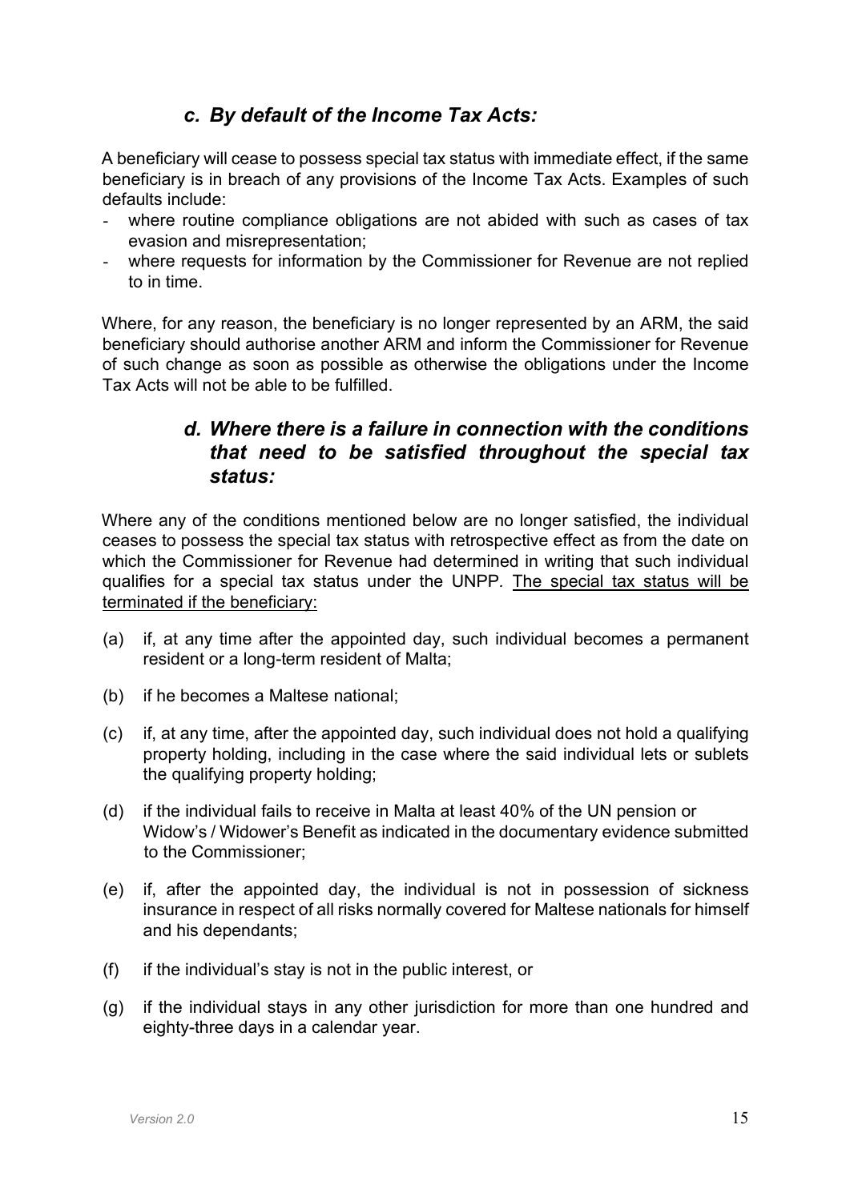### *c. By default of the Income Tax Acts:*

A beneficiary will cease to possess special tax status with immediate effect, if the same beneficiary is in breach of any provisions of the Income Tax Acts. Examples of such defaults include:

- where routine compliance obligations are not abided with such as cases of tax evasion and misrepresentation;
- where requests for information by the Commissioner for Revenue are not replied to in time.

Where, for any reason, the beneficiary is no longer represented by an ARM, the said beneficiary should authorise another ARM and inform the Commissioner for Revenue of such change as soon as possible as otherwise the obligations under the Income Tax Acts will not be able to be fulfilled.

### *d. Where there is a failure in connection with the conditions that need to be satisfied throughout the special tax status:*

Where any of the conditions mentioned below are no longer satisfied, the individual ceases to possess the special tax status with retrospective effect as from the date on which the Commissioner for Revenue had determined in writing that such individual qualifies for a special tax status under the UNPP. <u>The special tax status will be terminated if the beneficiary:</u>

(a) if, at any time after the appointed day, such individual becomes a permanent resident or a long-term resident of Malta;

(b) if he becomes a Maltese national;

(c) if, at any time, after the appointed day, such individual does not hold a qualifying property holding, including in the case where the said individual lets or sublets the qualifying property holding;

(d) if the individual fails to receive in Malta at least 40% of the UN pension or Widow's / Widower's Benefit as indicated in the documentary evidence submitted to the Commissioner;

(e) if, after the appointed day, the individual is not in possession of sickness insurance in respect of all risks normally covered for Maltese nationals for himself and his dependants;

(f) if the individual's stay is not in the public interest, or

(g) if the individual stays in any other jurisdiction for more than one hundred and eighty-three days in a calendar year.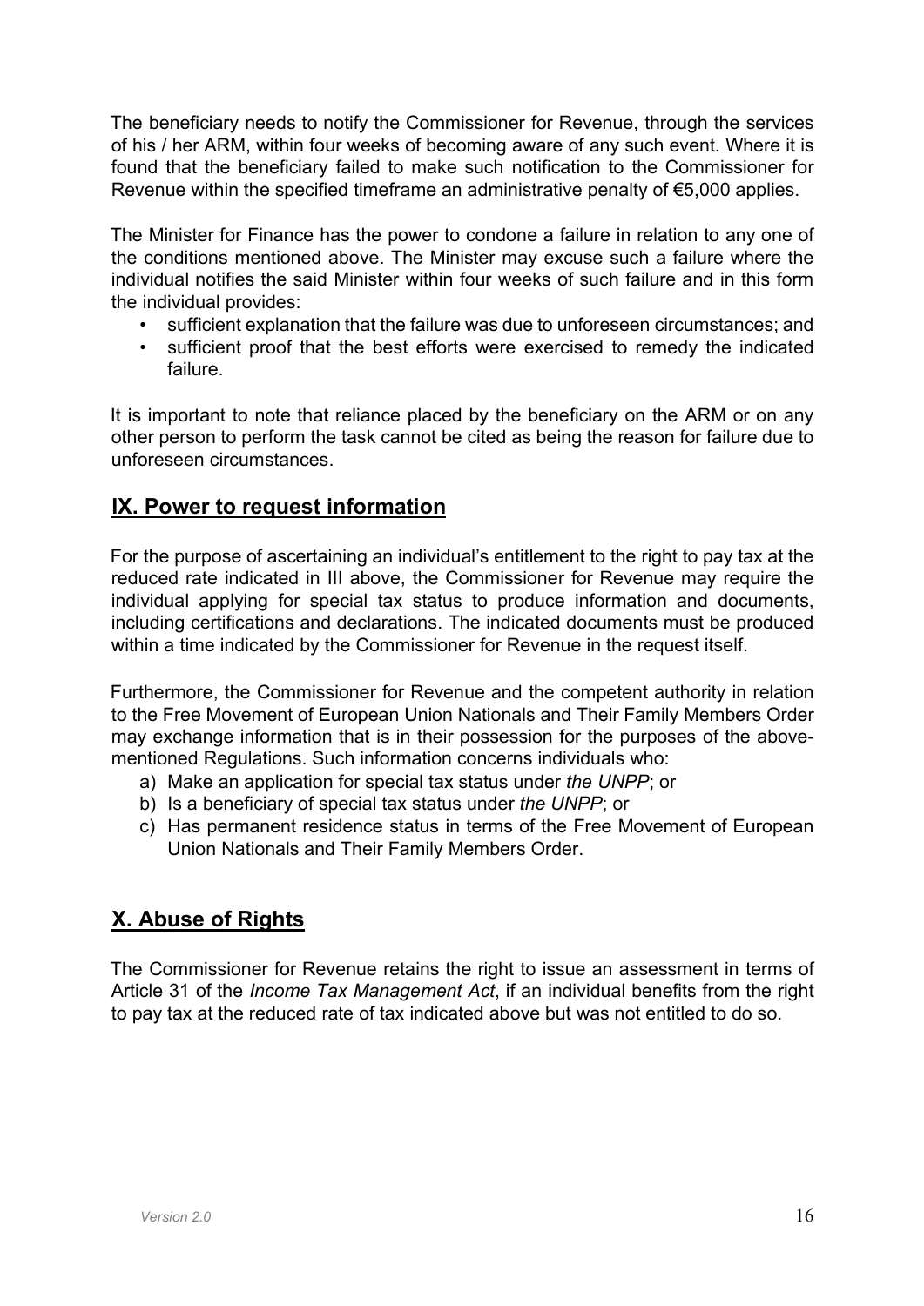The beneficiary needs to notify the Commissioner for Revenue, through the services of his / her ARM, within four weeks of becoming aware of any such event. Where it is found that the beneficiary failed to make such notification to the Commissioner for Revenue within the specified timeframe an administrative penalty of €5,000 applies.

The Minister for Finance has the power to condone a failure in relation to any one of the conditions mentioned above. The Minister may excuse such a failure where the individual notifies the said Minister within four weeks of such failure and in this form the individual provides:

- sufficient explanation that the failure was due to unforeseen circumstances; and
- sufficient proof that the best efforts were exercised to remedy the indicated failure.

It is important to note that reliance placed by the beneficiary on the ARM or on any other person to perform the task cannot be cited as being the reason for failure due to unforeseen circumstances.

## IX. Power to request information

For the purpose of ascertaining an individual's entitlement to the right to pay tax at the reduced rate indicated in III above, the Commissioner for Revenue may require the individual applying for special tax status to produce information and documents, including certifications and declarations. The indicated documents must be produced within a time indicated by the Commissioner for Revenue in the request itself.

Furthermore, the Commissioner for Revenue and the competent authority in relation to the Free Movement of European Union Nationals and Their Family Members Order may exchange information that is in their possession for the purposes of the above-mentioned Regulations. Such information concerns individuals who:

a) Make an application for special tax status under *the UNPP*; or
b) Is a beneficiary of special tax status under *the UNPP*; or
c) Has permanent residence status in terms of the Free Movement of European Union Nationals and Their Family Members Order.

## X. Abuse of Rights

The Commissioner for Revenue retains the right to issue an assessment in terms of Article 31 of the *Income Tax Management Act*, if an individual benefits from the right to pay tax at the reduced rate of tax indicated above but was not entitled to do so.